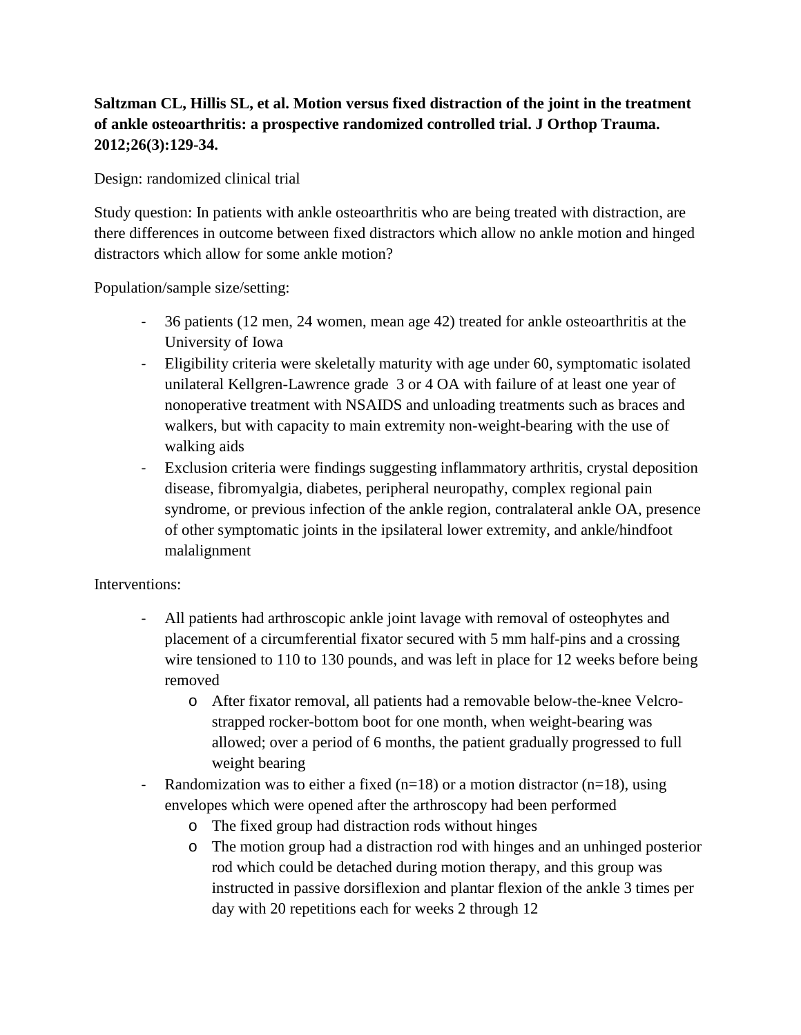**Saltzman CL, Hillis SL, et al. Motion versus fixed distraction of the joint in the treatment of ankle osteoarthritis: a prospective randomized controlled trial. J Orthop Trauma. 2012;26(3):129-34.**

Design: randomized clinical trial

Study question: In patients with ankle osteoarthritis who are being treated with distraction, are there differences in outcome between fixed distractors which allow no ankle motion and hinged distractors which allow for some ankle motion?

Population/sample size/setting:

- 36 patients (12 men, 24 women, mean age 42) treated for ankle osteoarthritis at the University of Iowa
- Eligibility criteria were skeletally maturity with age under 60, symptomatic isolated unilateral Kellgren-Lawrence grade 3 or 4 OA with failure of at least one year of nonoperative treatment with NSAIDS and unloading treatments such as braces and walkers, but with capacity to main extremity non-weight-bearing with the use of walking aids
- Exclusion criteria were findings suggesting inflammatory arthritis, crystal deposition disease, fibromyalgia, diabetes, peripheral neuropathy, complex regional pain syndrome, or previous infection of the ankle region, contralateral ankle OA, presence of other symptomatic joints in the ipsilateral lower extremity, and ankle/hindfoot malalignment

Interventions:

- All patients had arthroscopic ankle joint lavage with removal of osteophytes and placement of a circumferential fixator secured with 5 mm half-pins and a crossing wire tensioned to 110 to 130 pounds, and was left in place for 12 weeks before being removed
    - After fixator removal, all patients had a removable below-the-knee Velcro-strapped rocker-bottom boot for one month, when weight-bearing was allowed; over a period of 6 months, the patient gradually progressed to full weight bearing
- Randomization was to either a fixed (n=18) or a motion distractor (n=18), using envelopes which were opened after the arthroscopy had been performed
    - The fixed group had distraction rods without hinges
    - The motion group had a distraction rod with hinges and an unhinged posterior rod which could be detached during motion therapy, and this group was instructed in passive dorsiflexion and plantar flexion of the ankle 3 times per day with 20 repetitions each for weeks 2 through 12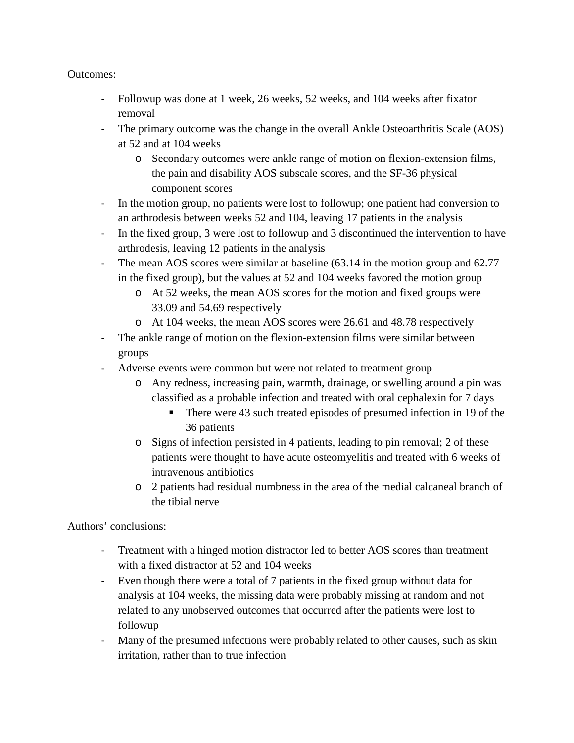Outcomes:

- Followup was done at 1 week, 26 weeks, 52 weeks, and 104 weeks after fixator removal
- The primary outcome was the change in the overall Ankle Osteoarthritis Scale (AOS) at 52 and at 104 weeks
    - Secondary outcomes were ankle range of motion on flexion-extension films, the pain and disability AOS subscale scores, and the SF-36 physical component scores
- In the motion group, no patients were lost to followup; one patient had conversion to an arthrodesis between weeks 52 and 104, leaving 17 patients in the analysis
- In the fixed group, 3 were lost to followup and 3 discontinued the intervention to have arthrodesis, leaving 12 patients in the analysis
- The mean AOS scores were similar at baseline (63.14 in the motion group and 62.77 in the fixed group), but the values at 52 and 104 weeks favored the motion group
    - At 52 weeks, the mean AOS scores for the motion and fixed groups were 33.09 and 54.69 respectively
    - At 104 weeks, the mean AOS scores were 26.61 and 48.78 respectively
- The ankle range of motion on the flexion-extension films were similar between groups
- Adverse events were common but were not related to treatment group
    - Any redness, increasing pain, warmth, drainage, or swelling around a pin was classified as a probable infection and treated with oral cephalexin for 7 days
        - There were 43 such treated episodes of presumed infection in 19 of the 36 patients
    - Signs of infection persisted in 4 patients, leading to pin removal; 2 of these patients were thought to have acute osteomyelitis and treated with 6 weeks of intravenous antibiotics
    - 2 patients had residual numbness in the area of the medial calcaneal branch of the tibial nerve

Authors' conclusions:

- Treatment with a hinged motion distractor led to better AOS scores than treatment with a fixed distractor at 52 and 104 weeks
- Even though there were a total of 7 patients in the fixed group without data for analysis at 104 weeks, the missing data were probably missing at random and not related to any unobserved outcomes that occurred after the patients were lost to followup
- Many of the presumed infections were probably related to other causes, such as skin irritation, rather than to true infection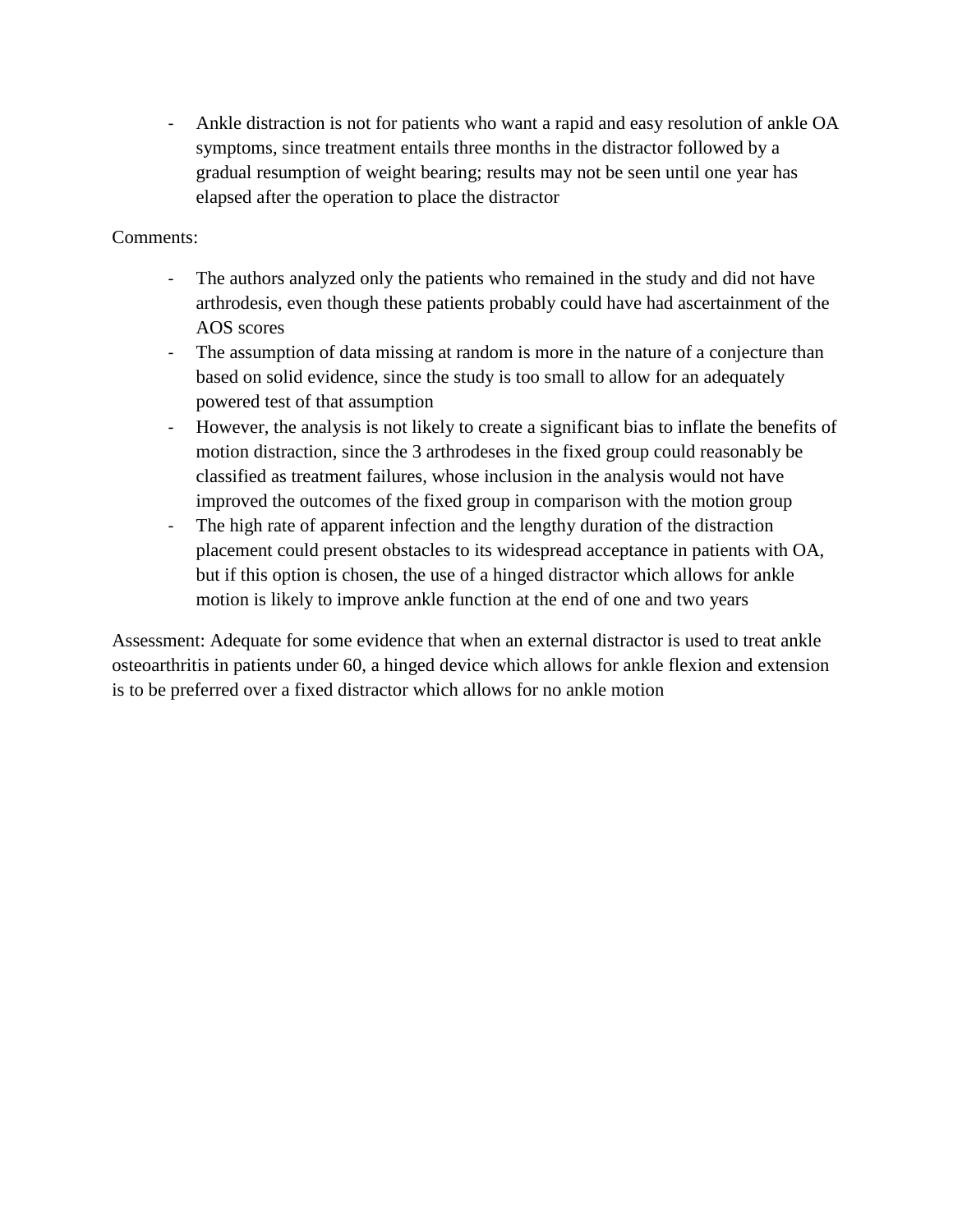- Ankle distraction is not for patients who want a rapid and easy resolution of ankle OA symptoms, since treatment entails three months in the distractor followed by a gradual resumption of weight bearing; results may not be seen until one year has elapsed after the operation to place the distractor

Comments:

- The authors analyzed only the patients who remained in the study and did not have arthrodesis, even though these patients probably could have had ascertainment of the AOS scores
- The assumption of data missing at random is more in the nature of a conjecture than based on solid evidence, since the study is too small to allow for an adequately powered test of that assumption
- However, the analysis is not likely to create a significant bias to inflate the benefits of motion distraction, since the 3 arthrodeses in the fixed group could reasonably be classified as treatment failures, whose inclusion in the analysis would not have improved the outcomes of the fixed group in comparison with the motion group
- The high rate of apparent infection and the lengthy duration of the distraction placement could present obstacles to its widespread acceptance in patients with OA, but if this option is chosen, the use of a hinged distractor which allows for ankle motion is likely to improve ankle function at the end of one and two years

Assessment: Adequate for some evidence that when an external distractor is used to treat ankle osteoarthritis in patients under 60, a hinged device which allows for ankle flexion and extension is to be preferred over a fixed distractor which allows for no ankle motion